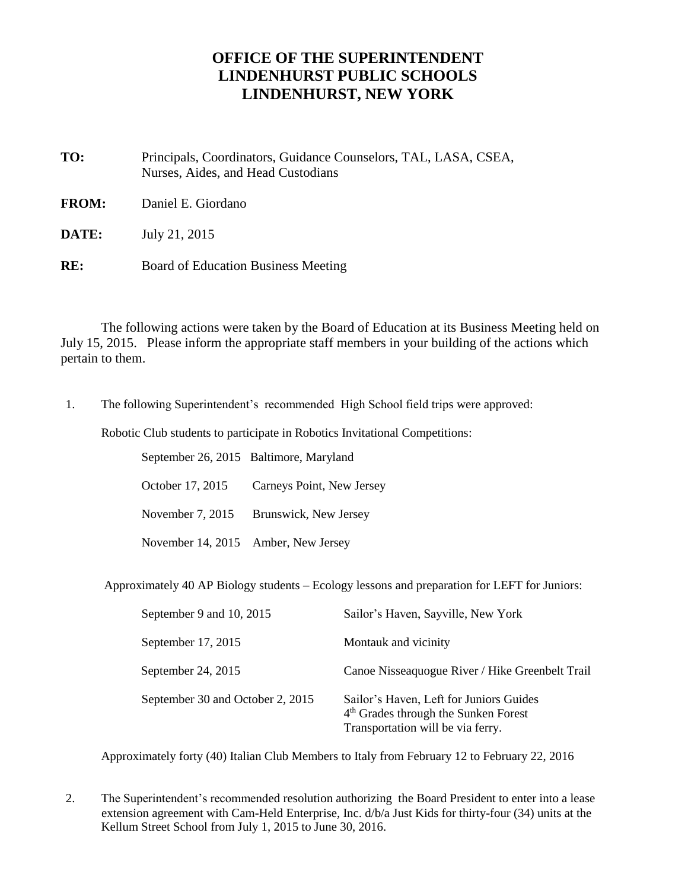# OFFICE OF THE SUPERINTENDENT
# LINDENHURST PUBLIC SCHOOLS
# LINDENHURST, NEW YORK

**TO:** Principals, Coordinators, Guidance Counselors, TAL, LASA, CSEA, Nurses, Aides, and Head Custodians

**FROM:** Daniel E. Giordano

**DATE:** July 21, 2015

**RE:** Board of Education Business Meeting

The following actions were taken by the Board of Education at its Business Meeting held on July 15, 2015. Please inform the appropriate staff members in your building of the actions which pertain to them.

1. The following Superintendent's recommended High School field trips were approved:

   Robotic Club students to participate in Robotics Invitational Competitions:

   | | |
   |---|---|
   | September 26, 2015 | Baltimore, Maryland |
   | October 17, 2015 | Carneys Point, New Jersey |
   | November 7, 2015 | Brunswick, New Jersey |
   | November 14, 2015 | Amber, New Jersey |

   Approximately 40 AP Biology students – Ecology lessons and preparation for LEFT for Juniors:

   | | |
   |---|---|
   | September 9 and 10, 2015 | Sailor's Haven, Sayville, New York |
   | September 17, 2015 | Montauk and vicinity |
   | September 24, 2015 | Canoe Nisseaquogue River / Hike Greenbelt Trail |
   | September 30 and October 2, 2015 | Sailor's Haven, Left for Juniors Guides 4th Grades through the Sunken Forest Transportation will be via ferry. |

   Approximately forty (40) Italian Club Members to Italy from February 12 to February 22, 2016

2. The Superintendent's recommended resolution authorizing the Board President to enter into a lease extension agreement with Cam-Held Enterprise, Inc. d/b/a Just Kids for thirty-four (34) units at the Kellum Street School from July 1, 2015 to June 30, 2016.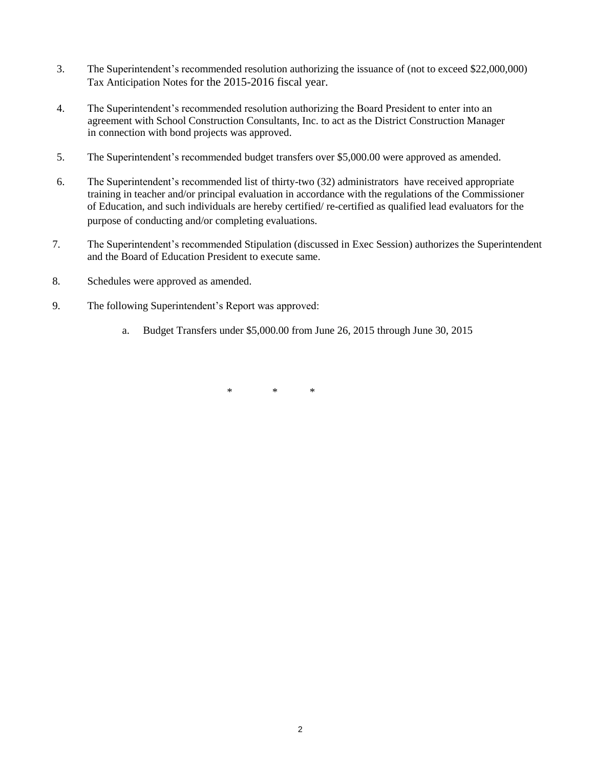3. The Superintendent's recommended resolution authorizing the issuance of (not to exceed $22,000,000) Tax Anticipation Notes for the 2015-2016 fiscal year.

4. The Superintendent's recommended resolution authorizing the Board President to enter into an agreement with School Construction Consultants, Inc. to act as the District Construction Manager in connection with bond projects was approved.

5. The Superintendent's recommended budget transfers over $5,000.00 were approved as amended.

6. The Superintendent's recommended list of thirty-two (32) administrators have received appropriate training in teacher and/or principal evaluation in accordance with the regulations of the Commissioner of Education, and such individuals are hereby certified/ re-certified as qualified lead evaluators for the purpose of conducting and/or completing evaluations.

7. The Superintendent's recommended Stipulation (discussed in Exec Session) authorizes the Superintendent and the Board of Education President to execute same.

8. Schedules were approved as amended.

9. The following Superintendent's Report was approved:

   a. Budget Transfers under $5,000.00 from June 26, 2015 through June 30, 2015

\* \* \*